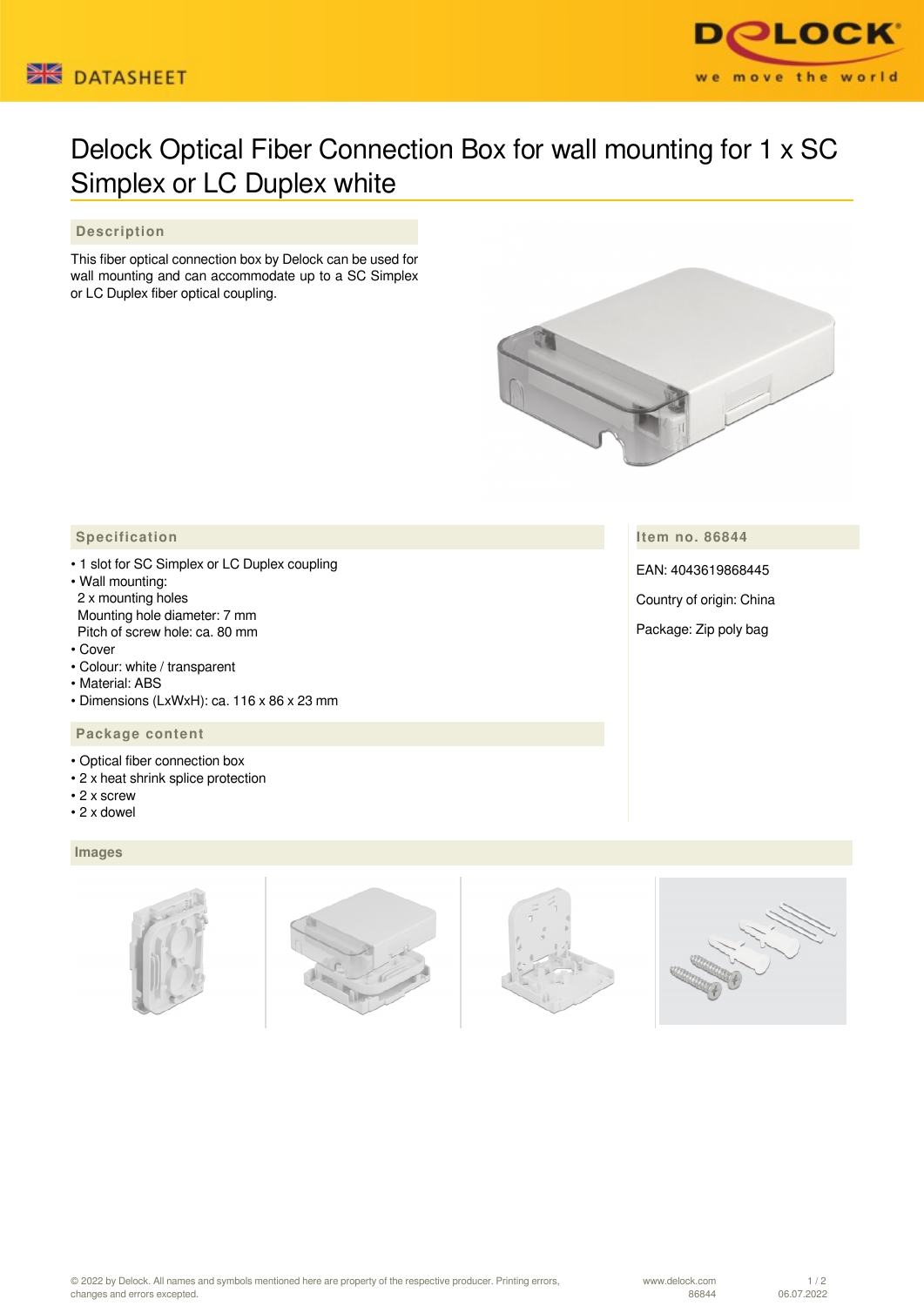# Delock Optical Fiber Connection Box for wall mounting for 1 x SC Simplex or LC Duplex white

## Description

This fiber optical connection box by Delock can be used for wall mounting and can accommodate up to a SC Simplex or LC Duplex fiber optical coupling.

## Specification

- 1 slot for SC Simplex or LC Duplex coupling
- Wall mounting:
  2 x mounting holes
  Mounting hole diameter: 7 mm
  Pitch of screw hole: ca. 80 mm
- Cover
- Colour: white / transparent
- Material: ABS
- Dimensions (LxWxH): ca. 116 x 86 x 23 mm

## Package content

- Optical fiber connection box
- 2 x heat shrink splice protection
- 2 x screw
- 2 x dowel

## Item no. 86844

EAN: 4043619868445

Country of origin: China

Package: Zip poly bag

## Images

© 2022 by Delock. All names and symbols mentioned here are property of the respective producer. Printing errors, changes and errors excepted.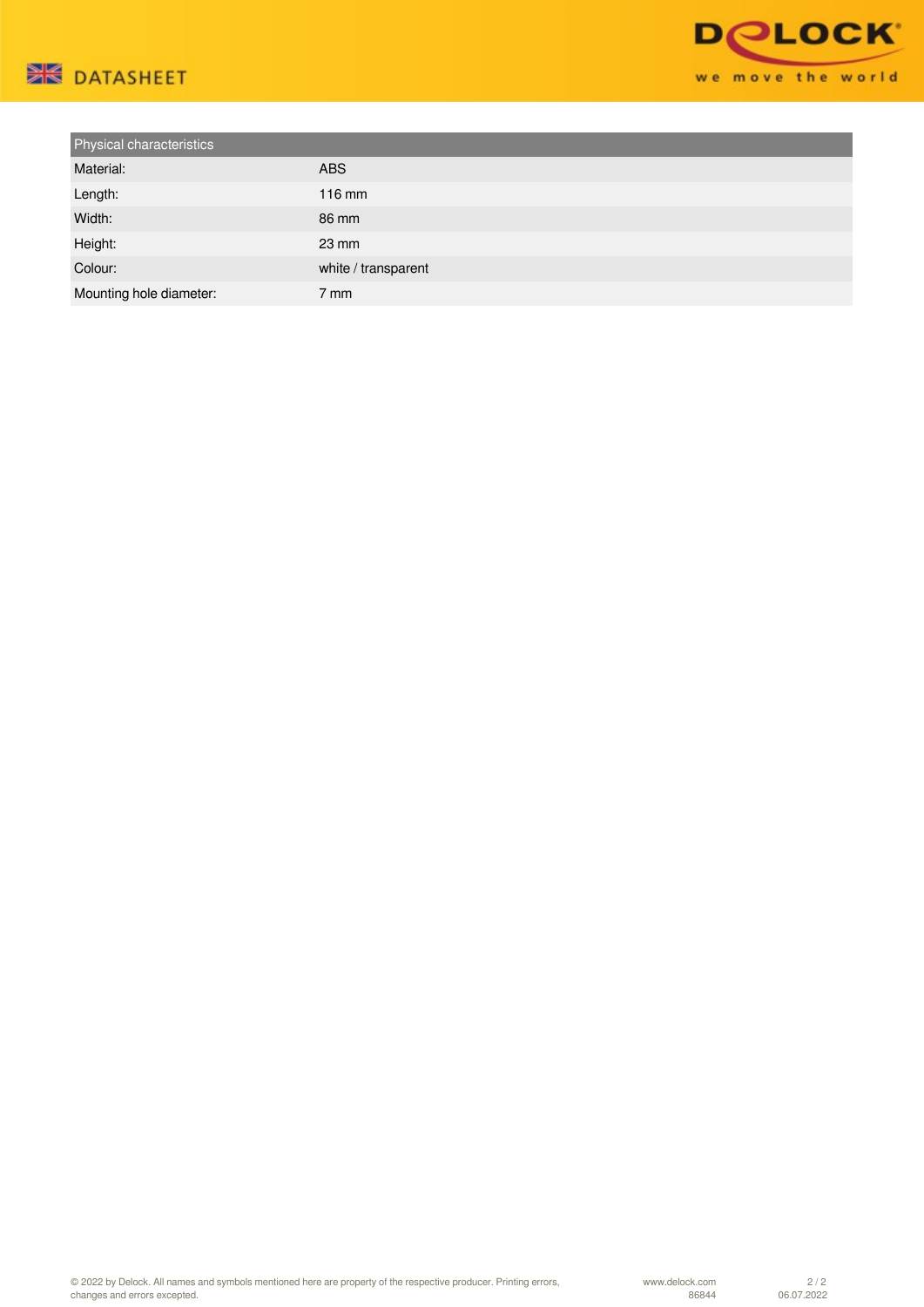| Physical characteristics | |
|---|---|
| Material: | ABS |
| Length: | 116 mm |
| Width: | 86 mm |
| Height: | 23 mm |
| Colour: | white / transparent |
| Mounting hole diameter: | 7 mm |